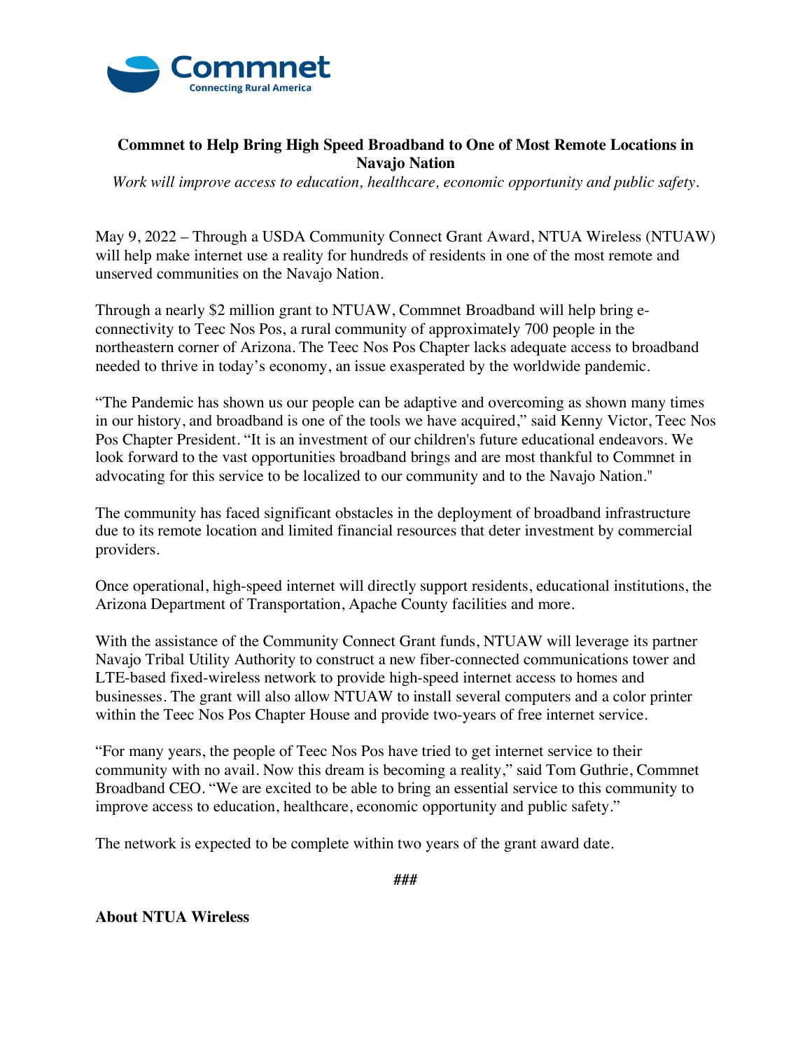Commnet
Connecting Rural America

# Commnet to Help Bring High Speed Broadband to One of Most Remote Locations in Navajo Nation

*Work will improve access to education, healthcare, economic opportunity and public safety.*

May 9, 2022 – Through a USDA Community Connect Grant Award, NTUA Wireless (NTUAW) will help make internet use a reality for hundreds of residents in one of the most remote and unserved communities on the Navajo Nation.

Through a nearly $2 million grant to NTUAW, Commnet Broadband will help bring e-connectivity to Teec Nos Pos, a rural community of approximately 700 people in the northeastern corner of Arizona. The Teec Nos Pos Chapter lacks adequate access to broadband needed to thrive in today's economy, an issue exasperated by the worldwide pandemic.

"The Pandemic has shown us our people can be adaptive and overcoming as shown many times in our history, and broadband is one of the tools we have acquired," said Kenny Victor, Teec Nos Pos Chapter President. "It is an investment of our children's future educational endeavors. We look forward to the vast opportunities broadband brings and are most thankful to Commnet in advocating for this service to be localized to our community and to the Navajo Nation."

The community has faced significant obstacles in the deployment of broadband infrastructure due to its remote location and limited financial resources that deter investment by commercial providers.

Once operational, high-speed internet will directly support residents, educational institutions, the Arizona Department of Transportation, Apache County facilities and more.

With the assistance of the Community Connect Grant funds, NTUAW will leverage its partner Navajo Tribal Utility Authority to construct a new fiber-connected communications tower and LTE-based fixed-wireless network to provide high-speed internet access to homes and businesses. The grant will also allow NTUAW to install several computers and a color printer within the Teec Nos Pos Chapter House and provide two-years of free internet service.

"For many years, the people of Teec Nos Pos have tried to get internet service to their community with no avail. Now this dream is becoming a reality," said Tom Guthrie, Commnet Broadband CEO. "We are excited to be able to bring an essential service to this community to improve access to education, healthcare, economic opportunity and public safety."

The network is expected to be complete within two years of the grant award date.

**###**

**About NTUA Wireless**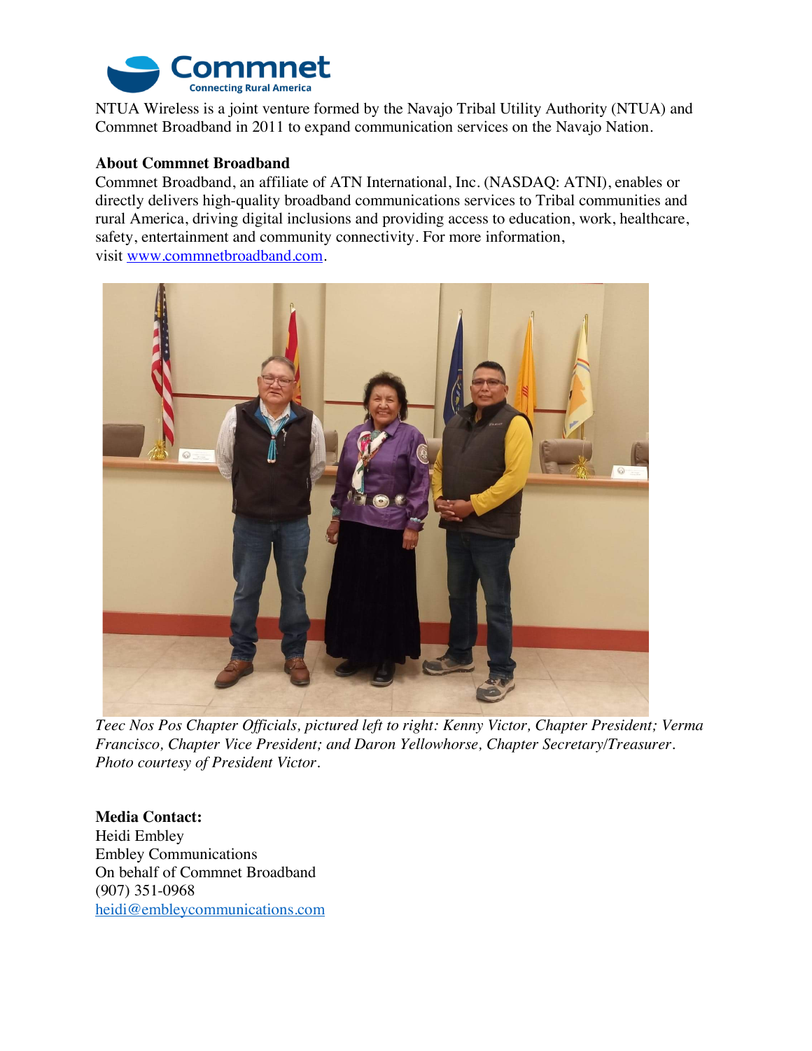Commnet
Connecting Rural America

NTUA Wireless is a joint venture formed by the Navajo Tribal Utility Authority (NTUA) and Commnet Broadband in 2011 to expand communication services on the Navajo Nation.

**About Commnet Broadband**

Commnet Broadband, an affiliate of ATN International, Inc. (NASDAQ: ATNI), enables or directly delivers high-quality broadband communications services to Tribal communities and rural America, driving digital inclusions and providing access to education, work, healthcare, safety, entertainment and community connectivity. For more information, visit [www.commnetbroadband.com](http://www.commnetbroadband.com).

*Teec Nos Pos Chapter Officials, pictured left to right: Kenny Victor, Chapter President; Verma Francisco, Chapter Vice President; and Daron Yellowhorse, Chapter Secretary/Treasurer. Photo courtesy of President Victor.*

**Media Contact:**
Heidi Embley
Embley Communications
On behalf of Commnet Broadband
(907) 351-0968
[heidi@embleycommunications.com](mailto:heidi@embleycommunications.com)